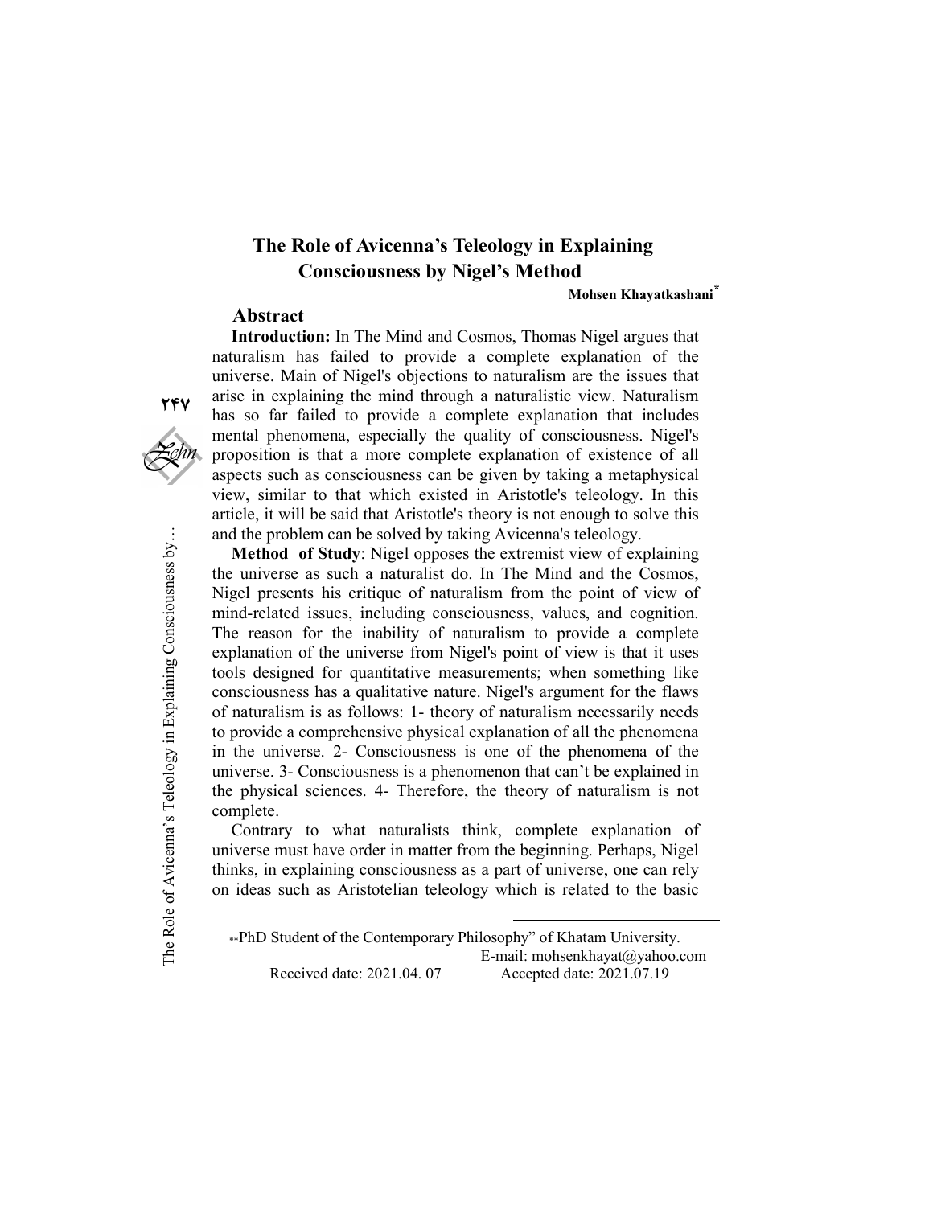# The Role of Avicenna's Teleology in Explaining Consciousness by Nigel's Method

**Mohsen Khayatkashani***

## Abstract

**Introduction:** In The Mind and Cosmos, Thomas Nigel argues that naturalism has failed to provide a complete explanation of the universe. Main of Nigel's objections to naturalism are the issues that arise in explaining the mind through a naturalistic view. Naturalism has so far failed to provide a complete explanation that includes mental phenomena, especially the quality of consciousness. Nigel's proposition is that a more complete explanation of existence of all aspects such as consciousness can be given by taking a metaphysical view, similar to that which existed in Aristotle's teleology. In this article, it will be said that Aristotle's theory is not enough to solve this and the problem can be solved by taking Avicenna's teleology.

**Method of Study**: Nigel opposes the extremist view of explaining the universe as such a naturalist do. In The Mind and the Cosmos, Nigel presents his critique of naturalism from the point of view of mind-related issues, including consciousness, values, and cognition. The reason for the inability of naturalism to provide a complete explanation of the universe from Nigel's point of view is that it uses tools designed for quantitative measurements; when something like consciousness has a qualitative nature. Nigel's argument for the flaws of naturalism is as follows: 1- theory of naturalism necessarily needs to provide a comprehensive physical explanation of all the phenomena in the universe. 2- Consciousness is one of the phenomena of the universe. 3- Consciousness is a phenomenon that can't be explained in the physical sciences. 4- Therefore, the theory of naturalism is not complete.

Contrary to what naturalists think, complete explanation of universe must have order in matter from the beginning. Perhaps, Nigel thinks, in explaining consciousness as a part of universe, one can rely on ideas such as Aristotelian teleology which is related to the basic

---

**PhD Student of the Contemporary Philosophy" of Khatam University.
E-mail: mohsenkhayat@yahoo.com
Received date: 2021.04. 07 Accepted date: 2021.07.19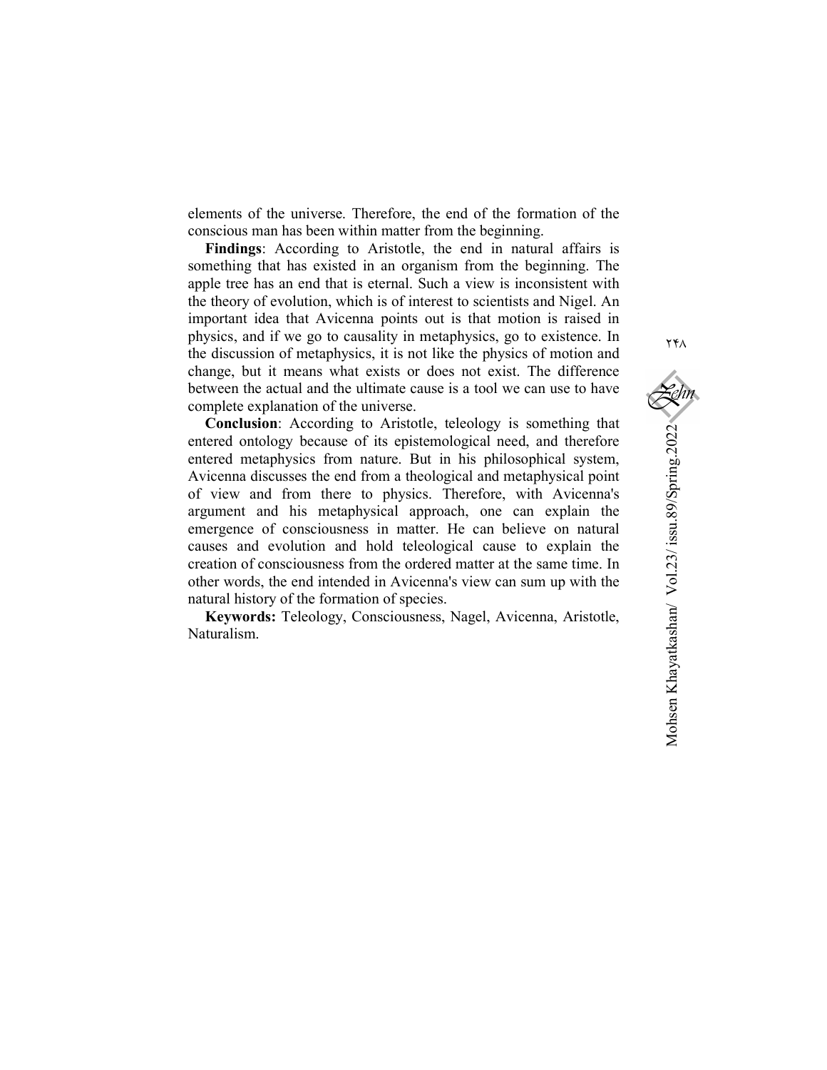elements of the universe. Therefore, the end of the formation of the conscious man has been within matter from the beginning.

**Findings**: According to Aristotle, the end in natural affairs is something that has existed in an organism from the beginning. The apple tree has an end that is eternal. Such a view is inconsistent with the theory of evolution, which is of interest to scientists and Nigel. An important idea that Avicenna points out is that motion is raised in physics, and if we go to causality in metaphysics, go to existence. In the discussion of metaphysics, it is not like the physics of motion and change, but it means what exists or does not exist. The difference between the actual and the ultimate cause is a tool we can use to have complete explanation of the universe.

**Conclusion**: According to Aristotle, teleology is something that entered ontology because of its epistemological need, and therefore entered metaphysics from nature. But in his philosophical system, Avicenna discusses the end from a theological and metaphysical point of view and from there to physics. Therefore, with Avicenna's argument and his metaphysical approach, one can explain the emergence of consciousness in matter. He can believe on natural causes and evolution and hold teleological cause to explain the creation of consciousness from the ordered matter at the same time. In other words, the end intended in Avicenna's view can sum up with the natural history of the formation of species.

**Keywords:** Teleology, Consciousness, Nagel, Avicenna, Aristotle, Naturalism.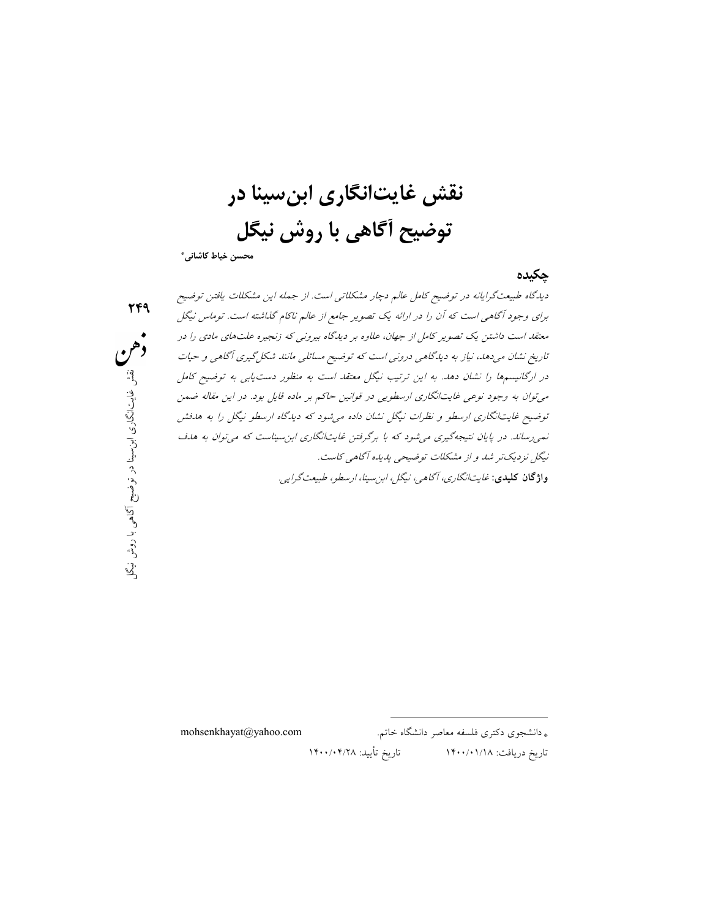# نقش غایت‌انگاری ابن‌سینا در توضیح آگاهی با روش نیگل

**محسن خیاط کاشانی**[*]

## چکیده

*دیدگاه طبیعت‌گرایانه در توضیح کامل عالم دچار مشکلاتی است. از جمله این مشکلات یافتن توضیح برای وجود آگاهی است که آن را در ارائه یک تصویر جامع از عالم ناکام گذاشته است. توماس نیگل معتقد است داشتن یک تصویر کامل از جهان، علاوه بر دیدگاه بیرونی که زنجیره علت‌های مادی را در تاریخ نشان می‌دهد، نیاز به دیدگاهی درونی است که توضیح مسائلی مانند شکل‌گیری آگاهی و حیات در ارگانیسم‌ها را نشان دهد. به این ترتیب نیگل معتقد است به منظور دست‌یابی به توضیح کامل می‌توان به وجود نوعی غایت‌انگاری ارسطویی در قوانین حاکم بر ماده قایل بود. در این مقاله ضمن توضیح غایت‌انگاری ارسطو و نظرات نیگل نشان داده می‌شود که دیدگاه ارسطو نیگل را به هدفش نمی‌رساند. در پایان نتیجه‌گیری می‌شود که با برگرفتن غایت‌انگاری ابن‌سیناست که می‌توان به هدف نیگل نزدیک‌تر شد و از مشکلات توضیحی پدیده آگاهی کاست.*

**واژگان کلیدی:** *غایت‌انگاری، آگاهی، نیگل، ابن‌سینا، ارسطو، طبیعت‌گرایی.*

---

[*] دانشجوی دکتری فلسفه معاصر دانشگاه خاتم. mohsenkhayat@yahoo.com

تاریخ دریافت: ۱۴۰۰/۰۱/۱۸ تاریخ تأیید: ۱۴۰۰/۰۴/۲۸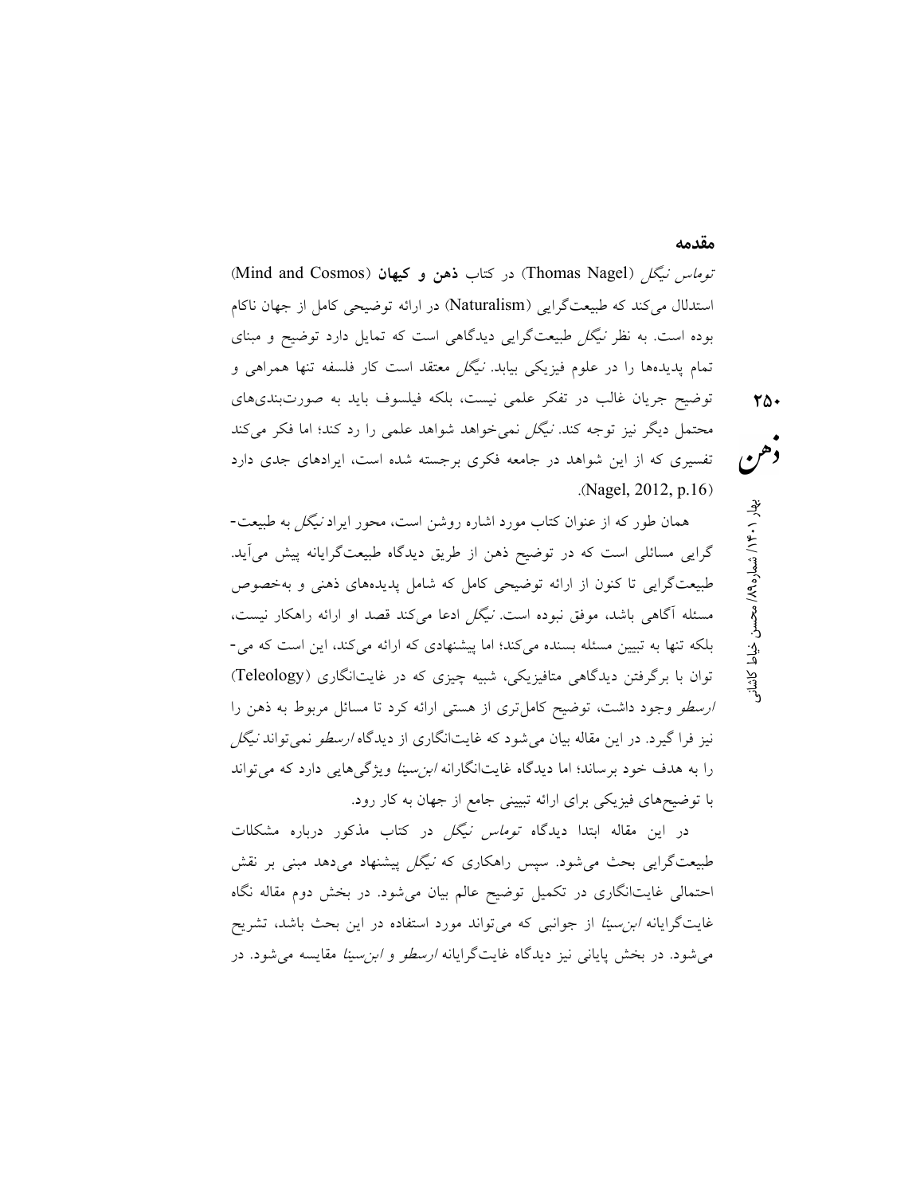## مقدمه

*توماس نیگل* (Thomas Nagel) در کتاب **ذهن و کیهان** (Mind and Cosmos) استدلال می‌کند که طبیعت‌گرایی (Naturalism) در ارائه توضیحی کامل از جهان ناکام بوده است. به نظر *نیگل* طبیعت‌گرایی دیدگاهی است که تمایل دارد توضیح و مبنای تمام پدیده‌ها را در علوم فیزیکی بیابد. *نیگل* معتقد است کار فلسفه تنها همراهی و توضیح جریان غالب در تفکر علمی نیست، بلکه فیلسوف باید به صورت‌بندی‌های محتمل دیگر نیز توجه کند. *نیگل* نمی‌خواهد شواهد علمی را رد کند؛ اما فکر می‌کند تفسیری که از این شواهد در جامعه فکری برجسته شده است، ایرادهای جدی دارد (Nagel, 2012, p.16).

همان طور که از عنوان کتاب مورد اشاره روشن است، محور ایراد *نیگل* به طبیعت‌گرایی مسائلی است که در توضیح ذهن از طریق دیدگاه طبیعت‌گرایانه پیش می‌آید. طبیعت‌گرایی تا کنون از ارائه توضیحی کامل که شامل پدیده‌های ذهنی و به‌خصوص مسئله آگاهی باشد، موفق نبوده است. *نیگل* ادعا می‌کند قصد او ارائه راهکار نیست، بلکه تنها به تبیین مسئله بسنده می‌کند؛ اما پیشنهادی که ارائه می‌کند، این است که می‌توان با برگرفتن دیدگاهی متافیزیکی، شبیه چیزی که در غایت‌انگاری (Teleology) *ارسطو* وجود داشت، توضیح کامل‌تری از هستی ارائه کرد تا مسائل مربوط به ذهن را نیز فرا گیرد. در این مقاله بیان می‌شود که غایت‌انگاری از دیدگاه *ارسطو* نمی‌تواند *نیگل* را به هدف خود برساند؛ اما دیدگاه غایت‌انگارانه *ابن‌سینا* ویژگی‌هایی دارد که می‌تواند با توضیح‌های فیزیکی برای ارائه تبیینی جامع از جهان به کار رود.

در این مقاله ابتدا دیدگاه *توماس نیگل* در کتاب مذکور درباره مشکلات طبیعت‌گرایی بحث می‌شود. سپس راهکاری که *نیگل* پیشنهاد می‌دهد مبنی بر نقش احتمالی غایت‌انگاری در تکمیل توضیح عالم بیان می‌شود. در بخش دوم مقاله نگاه غایت‌گرایانه *ابن‌سینا* از جوانبی که می‌تواند مورد استفاده در این بحث باشد، تشریح می‌شود. در بخش پایانی نیز دیدگاه غایت‌گرایانه *ارسطو* و *ابن‌سینا* مقایسه می‌شود. در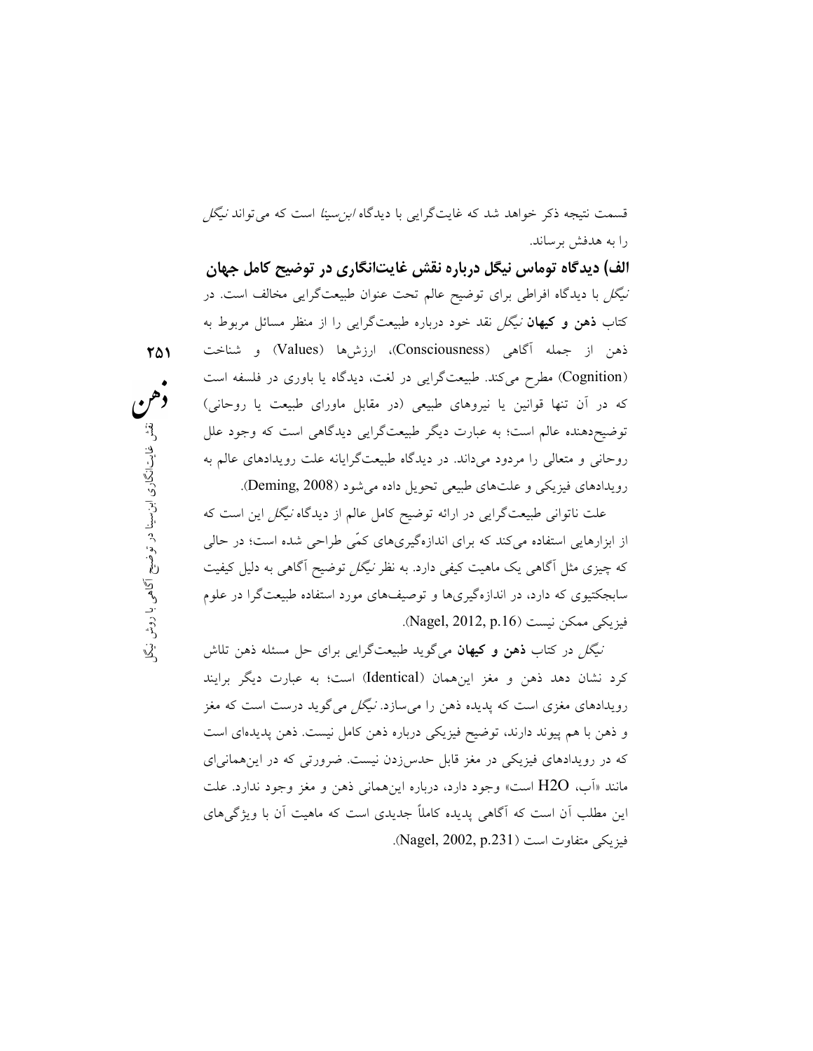قسمت نتیجه ذکر خواهد شد که غایت‌گرایی با دیدگاه *ابن‌سینا* است که می‌تواند *نیگل* را به هدفش برساند.

### الف) دیدگاه توماس نیگل درباره نقش غایت‌انگاری در توضیح کامل جهان

*نیگل* با دیدگاه افراطی برای توضیح عالم تحت عنوان طبیعت‌گرایی مخالف است. در کتاب **ذهن و کیهان** *نیگل* نقد خود درباره طبیعت‌گرایی را از منظر مسائل مربوط به ذهن از جمله آگاهی (Consciousness)، ارزش‌ها (Values) و شناخت (Cognition) مطرح می‌کند. طبیعت‌گرایی در لغت، دیدگاه یا باوری در فلسفه است که در آن تنها قوانین یا نیروهای طبیعی (در مقابل ماورای طبیعت یا روحانی) توضیح‌دهنده عالم است؛ به عبارت دیگر طبیعت‌گرایی دیدگاهی است که وجود علل روحانی و متعالی را مردود می‌داند. در دیدگاه طبیعت‌گرایانه علت رویدادهای عالم به رویدادهای فیزیکی و علت‌های طبیعی تحویل داده می‌شود (Deming, 2008).

علت ناتوانی طبیعت‌گرایی در ارائه توضیح کامل عالم از دیدگاه *نیگل* این است که از ابزارهایی استفاده می‌کند که برای اندازه‌گیری‌های کمّی طراحی شده است؛ در حالی که چیزی مثل آگاهی یک ماهیت کیفی دارد. به نظر *نیگل* توضیح آگاهی به دلیل کیفیت سابجکتیوی که دارد، در اندازه‌گیری‌ها و توصیف‌های مورد استفاده طبیعت‌گرا در علوم فیزیکی ممکن نیست (Nagel, 2012, p.16).

*نیگل* در کتاب **ذهن و کیهان** می‌گوید طبیعت‌گرایی برای حل مسئله ذهن تلاش کرد نشان دهد ذهن و مغز این‌همان (Identical) است؛ به عبارت دیگر برایند رویدادهای مغزی است که پدیده ذهن را می‌سازد. *نیگل* می‌گوید درست است که مغز و ذهن با هم پیوند دارند، توضیح فیزیکی درباره ذهن کامل نیست. ذهن پدیده‌ای است که در رویدادهای فیزیکی در مغز قابل حدس‌زدن نیست. ضرورتی که در این‌همانی‌ای مانند «آب، $H_2O$ است» وجود دارد، درباره این‌همانی ذهن و مغز وجود ندارد. علت این مطلب آن است که آگاهی پدیده کاملاً جدیدی است که ماهیت آن با ویژگی‌های فیزیکی متفاوت است (Nagel, 2002, p.231).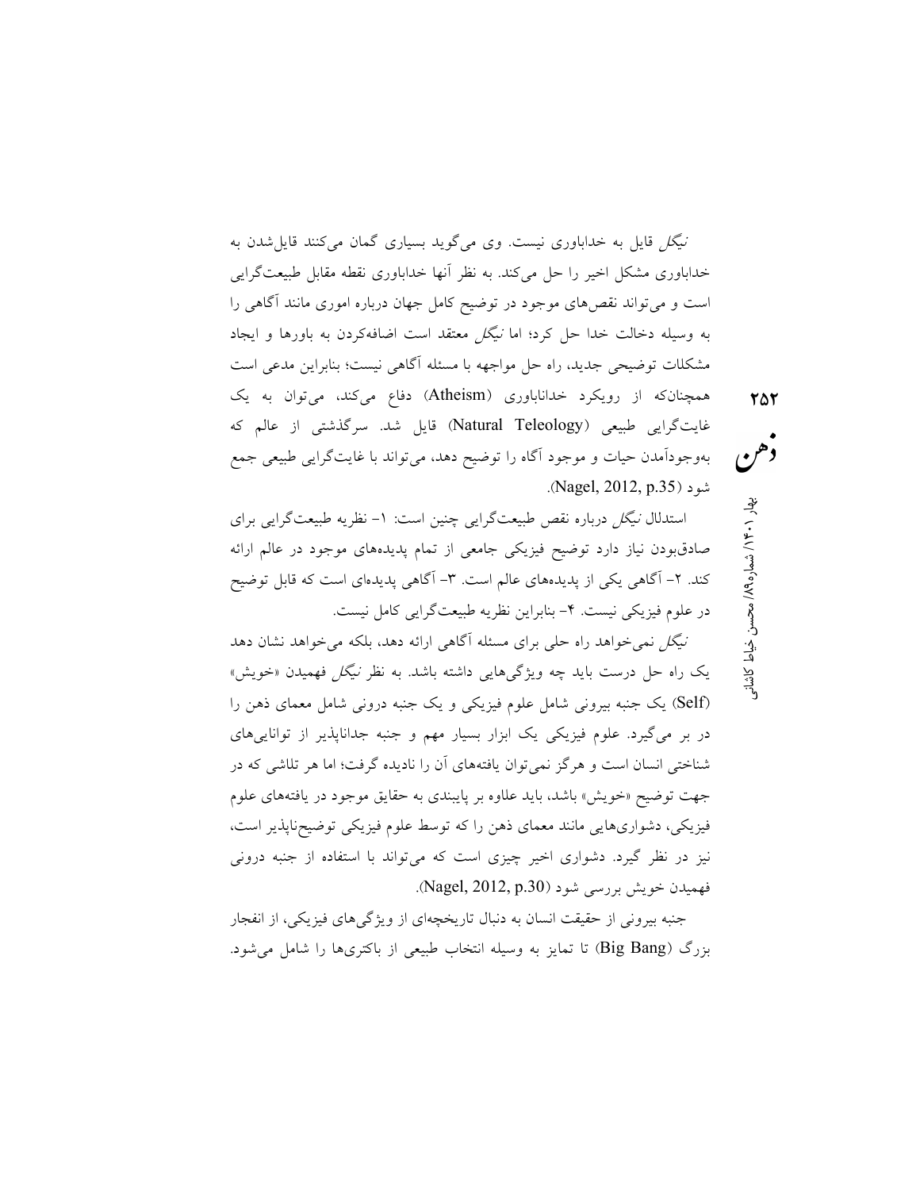*نیگل* قایل به خداباوری نیست. وی می‌گوید بسیاری گمان می‌کنند قایل‌شدن به خداباوری مشکل اخیر را حل می‌کند. به نظر آنها خداباوری نقطه مقابل طبیعت‌گرایی است و می‌تواند نقص‌های موجود در توضیح کامل جهان درباره اموری مانند آگاهی را به وسیله دخالت خدا حل کرد؛ اما *نیگل* معتقد است اضافه‌کردن به باورها و ایجاد مشکلات توضیحی جدید، راه حل مواجهه با مسئله آگاهی نیست؛ بنابراین مدعی است همچنان‌که از رویکرد خداناباوری (Atheism) دفاع می‌کند، می‌توان به یک غایت‌گرایی طبیعی (Natural Teleology) قایل شد. سرگذشتی از عالم که به‌وجودآمدن حیات و موجود آگاه را توضیح دهد، می‌تواند با غایت‌گرایی طبیعی جمع شود (Nagel, 2012, p.35).

استدلال *نیگل* درباره نقص طبیعت‌گرایی چنین است: ۱- نظریه طبیعت‌گرایی برای صادق‌بودن نیاز دارد توضیح فیزیکی جامعی از تمام پدیده‌های موجود در عالم ارائه کند. ۲- آگاهی یکی از پدیده‌های عالم است. ۳- آگاهی پدیده‌ای است که قابل توضیح در علوم فیزیکی نیست. ۴- بنابراین نظریه طبیعت‌گرایی کامل نیست.

*نیگل* نمی‌خواهد راه حلی برای مسئله آگاهی ارائه دهد، بلکه می‌خواهد نشان دهد یک راه حل درست باید چه ویژگی‌هایی داشته باشد. به نظر *نیگل* فهمیدن «خویش» (Self) یک جنبه بیرونی شامل علوم فیزیکی و یک جنبه درونی شامل معمای ذهن را در بر می‌گیرد. علوم فیزیکی یک ابزار بسیار مهم و جنبه جداناپذیر از توانایی‌های شناختی انسان است و هرگز نمی‌توان یافته‌های آن را نادیده گرفت؛ اما هر تلاشی که در جهت توضیح «خویش» باشد، باید علاوه بر پایبندی به حقایق موجود در یافته‌های علوم فیزیکی، دشواری‌هایی مانند معمای ذهن را که توسط علوم فیزیکی توضیح‌ناپذیر است، نیز در نظر گیرد. دشواری اخیر چیزی است که می‌تواند با استفاده از جنبه درونی فهمیدن خویش بررسی شود (Nagel, 2012, p.30).

جنبه بیرونی از حقیقت انسان به دنبال تاریخچه‌ای از ویژگی‌های فیزیکی، از انفجار بزرگ (Big Bang) تا تمایز به وسیله انتخاب طبیعی از باکتری‌ها را شامل می‌شود.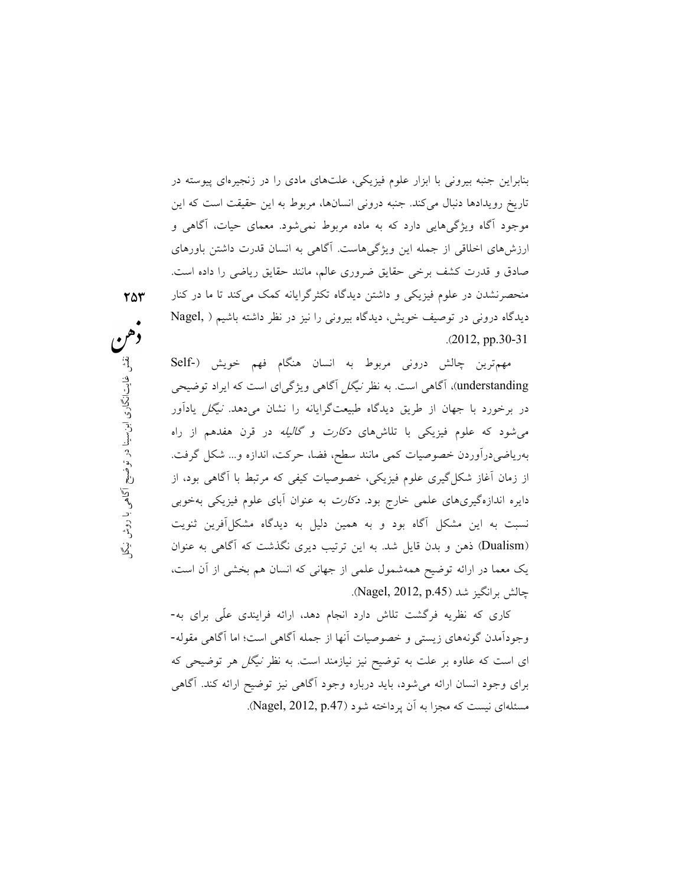بنابراین جنبه بیرونی با ابزار علوم فیزیکی، علت‌های مادی را در زنجیره‌ای پیوسته در تاریخ رویدادها دنبال می‌کند. جنبه درونی انسان‌ها، مربوط به این حقیقت است که این موجود آگاه ویژگی‌هایی دارد که به ماده مربوط نمی‌شود. معمای حیات، آگاهی و ارزش‌های اخلاقی از جمله این ویژگی‌هاست. آگاهی به انسان قدرت داشتن باورهای صادق و قدرت کشف برخی حقایق ضروری عالم، مانند حقایق ریاضی را داده است. منحصرنشدن در علوم فیزیکی و داشتن دیدگاه تکثرگرایانه کمک می‌کند تا ما در کنار دیدگاه درونی در توصیف خویش، دیدگاه بیرونی را نیز در نظر داشته باشیم (Nagel, 2012, pp.30-31).

مهم‌ترین چالش درونی مربوط به انسان هنگام فهم خویش (Self-understanding)، آگاهی است. به نظر *نیگل* آگاهی ویژگی‌ای است که ایراد توضیحی در برخورد با جهان از طریق دیدگاه طبیعت‌گرایانه را نشان می‌دهد. *نیگل* یادآور می‌شود که علوم فیزیکی با تلاش‌های *دکارت* و *گالیله* در قرن هفدهم از راه به‌ریاضی‌درآوردن خصوصیات کمی مانند سطح، فضا، حرکت، اندازه و... شکل گرفت. از زمان آغاز شکل‌گیری علوم فیزیکی، خصوصیات کیفی که مرتبط با آگاهی بود، از دایره اندازه‌گیری‌های علمی خارج بود. *دکارت* به عنوان آبای علوم فیزیکی به‌خوبی نسبت به این مشکل آگاه بود و به همین دلیل به دیدگاه مشکل‌آفرین ثنویت (Dualism) ذهن و بدن قایل شد. به این ترتیب دیری نگذشت که آگاهی به عنوان یک معما در ارائه توضیح همه‌شمول علمی از جهانی که انسان هم بخشی از آن است، چالش برانگیز شد (Nagel, 2012, p.45).

کاری که نظریه فرگشت تلاش دارد انجام دهد، ارائه فرایندی علّی برای به‌وجودآمدن گونه‌های زیستی و خصوصیات آنها از جمله آگاهی است؛ اما آگاهی مقوله‌ای است که علاوه بر علت به توضیح نیز نیازمند است. به نظر *نیگل* هر توضیحی که برای وجود انسان ارائه می‌شود، باید درباره وجود آگاهی نیز توضیح ارائه کند. آگاهی مسئله‌ای نیست که مجزا به آن پرداخته شود (Nagel, 2012, p.47).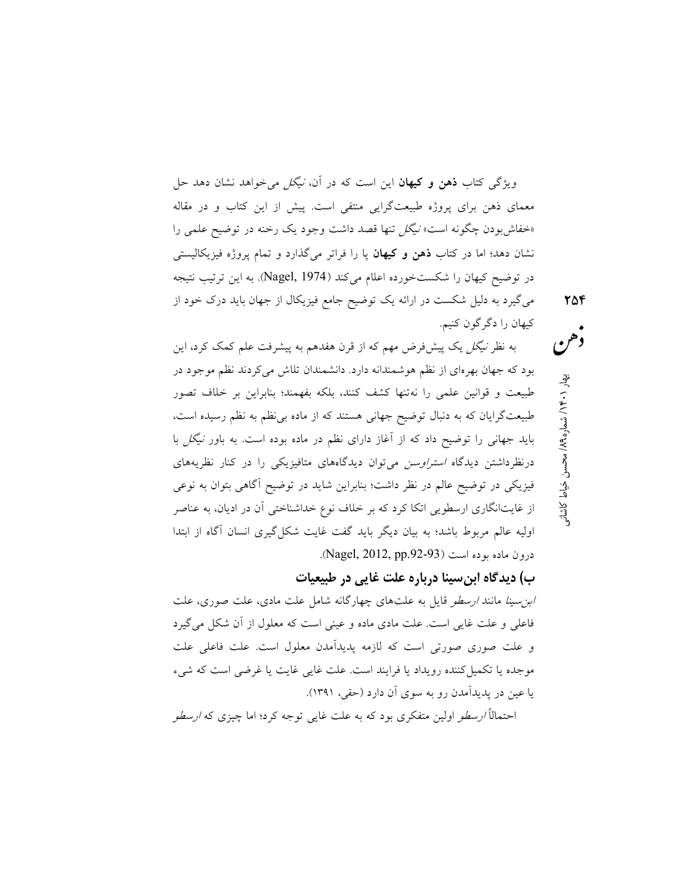ویژگی کتاب **ذهن و کیهان** این است که در آن، *نیگل* می‌خواهد نشان دهد حل معمای ذهن برای پروژه طبیعت‌گرایی منتفی است. پیش از این کتاب و در مقاله «خفاش‌بودن چگونه است» *نیگل* تنها قصد داشت وجود یک رخنه در توضیح علمی را نشان دهد؛ اما در کتاب **ذهن و کیهان** پا را فراتر می‌گذارد و تمام پروژه فیزیکالیستی در توضیح کیهان را شکست‌خورده اعلام می‌کند (Nagel, 1974). به این ترتیب نتیجه می‌گیرد به دلیل شکست در ارائه یک توضیح جامع فیزیکال از جهان باید درک خود از کیهان را دگرگون کنیم.

به نظر *نیگل* یک پیش‌فرض مهم که از قرن هفدهم به پیشرفت علم کمک کرد، این بود که جهان بهره‌ای از نظم هوشمندانه دارد. دانشمندان تلاش می‌کردند نظم موجود در طبیعت و قوانین علمی را نه‌تنها کشف کنند، بلکه بفهمند؛ بنابراین بر خلاف تصور طبیعت‌گرایان که به دنبال توضیح جهانی هستند که از ماده بی‌نظم به نظم رسیده است، باید جهانی را توضیح داد که از آغاز دارای نظم در ماده بوده است. به باور *نیگل* با درنظرداشتن دیدگاه *استراوسن* می‌توان دیدگاه‌های متافیزیکی را در کنار نظریه‌های فیزیکی در توضیح عالم در نظر داشت؛ بنابراین شاید در توضیح آگاهی بتوان به نوعی از غایت‌انگاری ارسطویی اتکا کرد که بر خلاف نوع خداشناختی آن در ادیان، به عناصر اولیه عالم مربوط باشد؛ به بیان دیگر باید گفت غایت شکل‌گیری انسان آگاه از ابتدا درون ماده بوده است (Nagel, 2012, pp.92-93).

## ب) دیدگاه ابن‌سینا درباره علت غایی در طبیعیات

*ابن‌سینا* مانند *ارسطو* قایل به علت‌های چهارگانه شامل علت مادی، علت صوری، علت فاعلی و علت غایی است. علت مادی ماده و عینی است که معلول از آن شکل می‌گیرد و علت صوری صورتی است که لازمه پدیدآمدن معلول است. علت فاعلی علت موجده یا تکمیل‌کننده رویداد یا فرایند است. علت غایی غایت یا غرضی است که شیء یا عین در پدیدآمدن رو به سوی آن دارد (حقی، ۱۳۹۱).

احتمالاً *ارسطو* اولین متفکری بود که به علت غایی توجه کرد؛ اما چیزی که *ارسطو*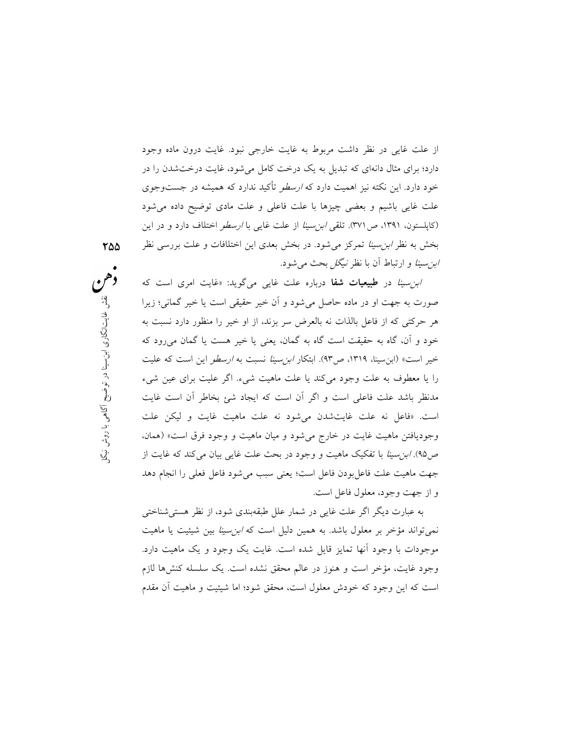از علت غایی در نظر داشت مربوط به غایت خارجی نبود. غایت درون ماده وجود دارد؛ برای مثال دانه‌ای که تبدیل به یک درخت کامل می‌شود، غایت درخت‌شدن را در خود دارد. این نکته نیز اهمیت دارد که *ارسطو* تأکید ندارد که همیشه در جست‌وجوی علت غایی باشیم و بعضی چیزها با علت فاعلی و علت مادی توضیح داده می‌شود (کاپلستون، ۱۳۹۱، ص۳۷۱). تلقی *ابن‌سینا* از علت غایی با *ارسطو* اختلاف دارد و در این بخش به نظر *ابن‌سینا* تمرکز می‌شود. در بخش بعدی این اختلافات و علت بررسی نظر *ابن‌سینا* و ارتباط آن با نظر *نیگل* بحث می‌شود.

*ابن‌سینا* در **طبیعیات شفا** درباره علت غایی می‌گوید: «غایت امری است که صورت به جهت او در ماده حاصل می‌شود و آن خیر حقیقی است یا خیر گمانی؛ زیرا هر حرکتی که از فاعل بالذات نه بالعرض سر بزند، از او خیر را منظور دارد نسبت به خود و آن، گاه به حقیقت است گاه به گمان، یعنی یا خیر هست یا گمان می‌رود که خیر است» (ابن‌سینا، ۱۳۱۹، ص۹۳). ابتکار *ابن‌سینا* نسبت به *ارسطو* این است که علیت را یا معطوف به علت وجود می‌کند یا علت ماهیت شیء. اگر علیت برای عین شیء مدنظر باشد علت فاعلی است و اگر آن است که ایجاد شئ بخاطر آن است غایت است. «فاعل نه علت غایت‌شدن می‌شود نه علت ماهیت غایت و لیکن علت وجودیافتن ماهیت غایت در خارج می‌شود و میان ماهیت و وجود فرق است» (همان، ص۹۵). *ابن‌سینا* با تفکیک ماهیت و وجود در بحث علت غایی بیان می‌کند که غایت از جهت ماهیت علت فاعل‌بودن فاعل است؛ یعنی سبب می‌شود فاعل فعلی را انجام دهد و از جهت وجود، معلول فاعل است.

به عبارت دیگر اگر علت غایی در شمار علل طبقه‌بندی شود، از نظر هستی‌شناختی نمی‌تواند مؤخر بر معلول باشد. به همین دلیل است که *ابن‌سینا* بین شیئیت یا ماهیت موجودات با وجود آنها تمایز قایل شده است. غایت یک وجود و یک ماهیت دارد. وجود غایت، مؤخر است و هنوز در عالم محقق نشده است. یک سلسله کنش‌ها لازم است که این وجود که خودش معلول است، محقق شود؛ اما شیئیت و ماهیت آن مقدم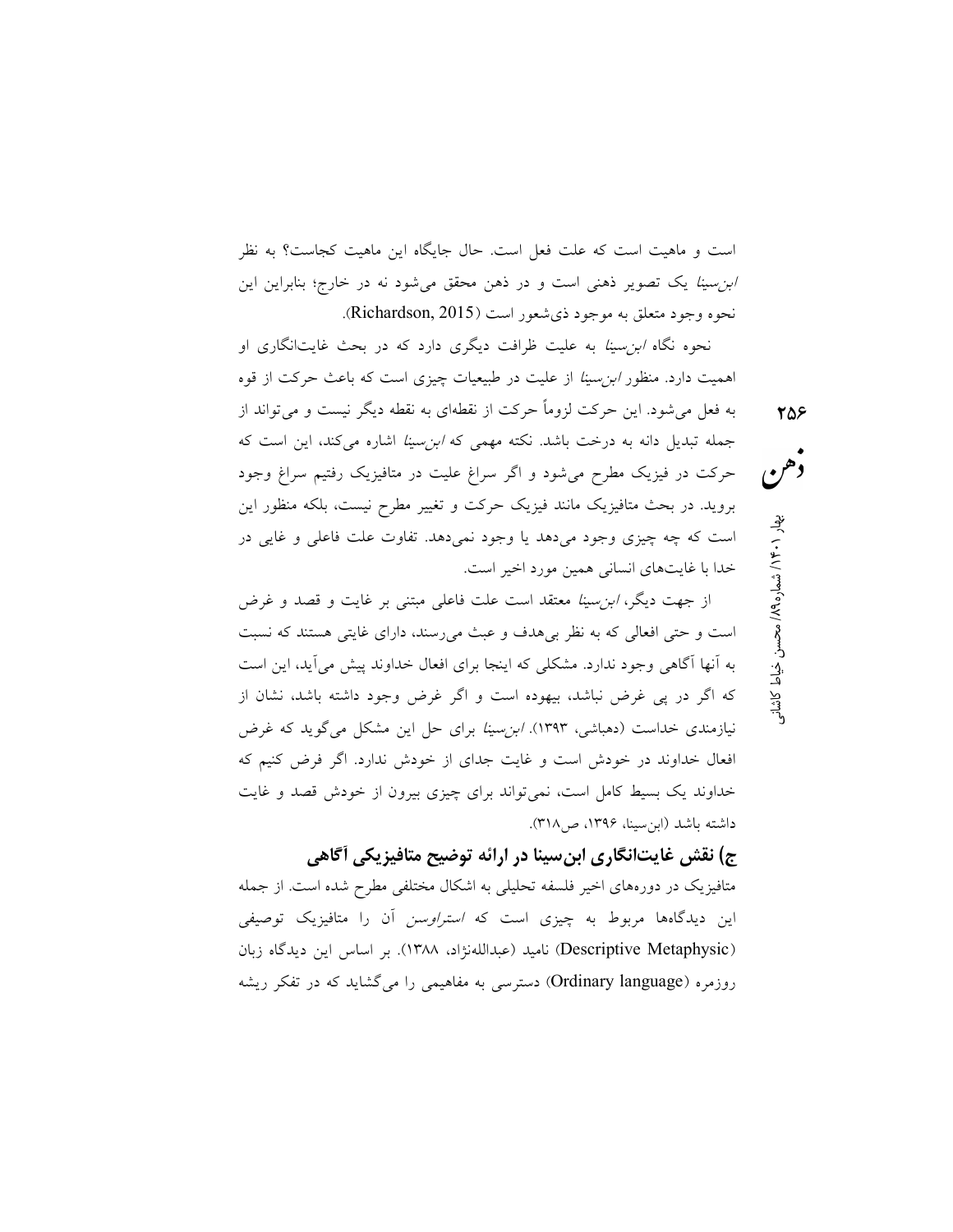است و ماهیت است که علت فعل است. حال جایگاه این ماهیت کجاست؟ به نظر *ابن‌سینا* یک تصویر ذهنی است و در ذهن محقق می‌شود نه در خارج؛ بنابراین این نحوه وجود متعلق به موجود ذی‌شعور است (Richardson, 2015).

نحوه نگاه *ابن‌سینا* به علیت ظرافت دیگری دارد که در بحث غایت‌انگاری او اهمیت دارد. منظور *ابن‌سینا* از علیت در طبیعیات چیزی است که باعث حرکت از قوه به فعل می‌شود. این حرکت لزوماً حرکت از نقطه‌ای به نقطه دیگر نیست و می‌تواند از جمله تبدیل دانه به درخت باشد. نکته مهمی که *ابن‌سینا* اشاره می‌کند، این است که حرکت در فیزیک مطرح می‌شود و اگر سراغ علیت در متافیزیک رفتیم سراغ وجود بروید. در بحث متافیزیک مانند فیزیک حرکت و تغییر مطرح نیست، بلکه منظور این است که چه چیزی وجود می‌دهد یا وجود نمی‌دهد. تفاوت علت فاعلی و غایی در خدا با غایت‌های انسانی همین مورد اخیر است.

از جهت دیگر، *ابن‌سینا* معتقد است علت فاعلی مبتنی بر غایت و قصد و غرض است و حتی افعالی که به نظر بی‌هدف و عبث می‌رسند، دارای غایتی هستند که نسبت به آنها آگاهی وجود ندارد. مشکلی که اینجا برای افعال خداوند پیش می‌آید، این است که اگر در پی غرض نباشد، بیهوده است و اگر غرض وجود داشته باشد، نشان از نیازمندی خداست (دهباشی، ۱۳۹۳). *ابن‌سینا* برای حل این مشکل می‌گوید که غرض افعال خداوند در خودش است و غایت جدای از خودش ندارد. اگر فرض کنیم که خداوند یک بسیط کامل است، نمی‌تواند برای چیزی بیرون از خودش قصد و غایت داشته باشد (ابن‌سینا، ۱۳۹۶، ص۳۱۸).

## ج) نقش غایت‌انگاری ابن‌سینا در ارائه توضیح متافیزیکی آگاهی

متافیزیک در دوره‌های اخیر فلسفه تحلیلی به اشکال مختلفی مطرح شده است. از جمله این دیدگاه‌ها مربوط به چیزی است که *استراوسن* آن را متافیزیک توصیفی (Descriptive Metaphysic) نامید (عبداللەنژاد، ۱۳۸۸). بر اساس این دیدگاه زبان روزمره (Ordinary language) دسترسی به مفاهیمی را می‌گشاید که در تفکر ریشه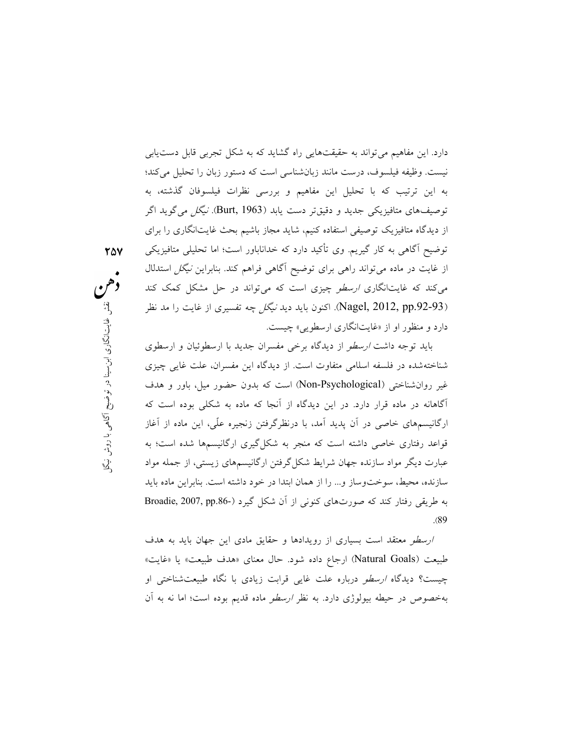دارد. این مفاهیم می‌تواند به حقیقت‌هایی راه گشاید که به شکل تجربی قابل دست‌یابی نیست. وظیفه فیلسوف، درست مانند زبان‌شناسی است که دستور زبان را تحلیل می‌کند؛ به این ترتیب که با تحلیل این مفاهیم و بررسی نظرات فیلسوفان گذشته، به توصیف‌های متافیزیکی جدید و دقیق‌تر دست یابد (Burt, 1963). *نیگل* می‌گوید اگر از دیدگاه متافیزیک توصیفی استفاده کنیم، شاید مجاز باشیم بحث غایت‌انگاری را برای توضیح آگاهی به کار گیریم. وی تأکید دارد که خداناباور است؛ اما تحلیلی متافیزیکی از غایت در ماده می‌تواند راهی برای توضیح آگاهی فراهم کند. بنابراین *نیگل* استدلال می‌کند که غایت‌انگاری *ارسطو* چیزی است که می‌تواند در حل مشکل کمک کند (Nagel, 2012, pp.92-93). اکنون باید دید *نیگل* چه تفسیری از غایت را مد نظر دارد و منظور او از «غایت‌انگاری ارسطویی» چیست.

باید توجه داشت *ارسطو* از دیدگاه برخی مفسران جدید با ارسطوئیان و ارسطوی شناخته‌شده در فلسفه اسلامی متفاوت است. از دیدگاه این مفسران، علت غایی چیزی غیر روان‌شناختی (Non-Psychological) است که بدون حضور میل، باور و هدف آگاهانه در ماده قرار دارد. در این دیدگاه از آنجا که ماده به شکلی بوده است که ارگانیسم‌های خاصی در آن پدید آمد، با درنظرگرفتن زنجیره علّی، این ماده از آغاز قواعد رفتاری خاصی داشته است که منجر به شکل‌گیری ارگانیسم‌ها شده است؛ به عبارت دیگر مواد سازنده جهان شرایط شکل‌گرفتن ارگانیسم‌های زیستی، از جمله مواد سازنده، محیط، سوخت‌وساز و... را از همان ابتدا در خود داشته است. بنابراین ماده باید به طریقی رفتار کند که صورت‌های کنونی از آن شکل گیرد (Broadie, 2007, pp.86-89).

*ارسطو* معتقد است بسیاری از رویدادها و حقایق مادی این جهان باید به هدف طبیعت (Natural Goals) ارجاع داده شود. حال معنای «هدف طبیعت» یا «غایت» چیست؟ دیدگاه *ارسطو* درباره علت غایی قرابت زیادی با نگاه طبیعت‌شناختی او به‌خصوص در حیطه بیولوژی دارد. به نظر *ارسطو* ماده قدیم بوده است؛ اما نه به آن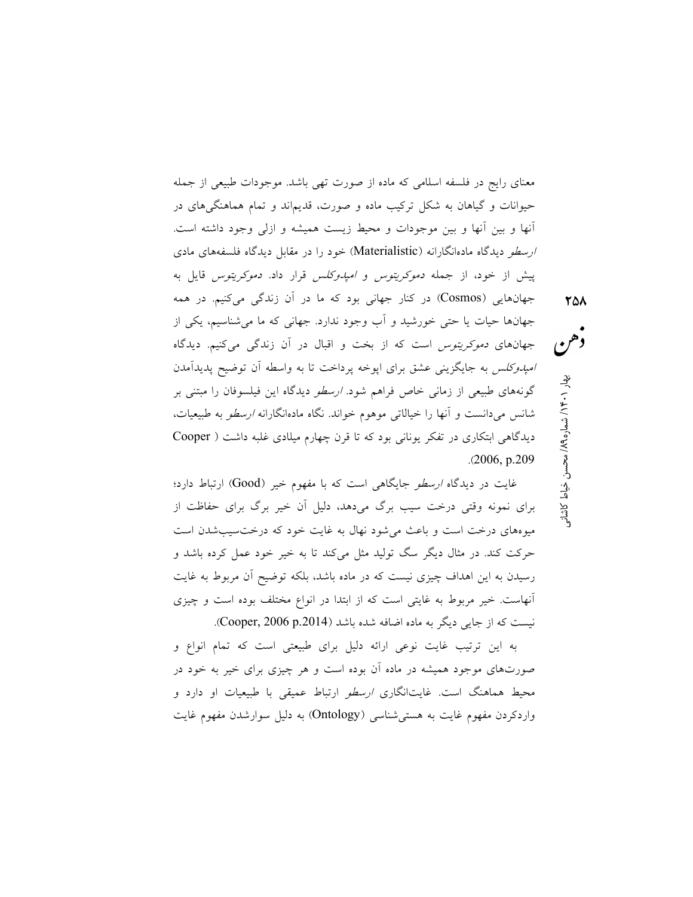معنای رایج در فلسفه اسلامی که ماده از صورت تهی باشد. موجودات طبیعی از جمله حیوانات و گیاهان به شکل ترکیب ماده و صورت، قدیم‌اند و تمام هماهنگی‌های در آنها و بین آنها و بین موجودات و محیط زیست همیشه و ازلی وجود داشته است. *ارسطو* دیدگاه ماده‌انگارانه (Materialistic) خود را در مقابل دیدگاه فلسفه‌های مادی پیش از خود، از جمله *دموکریتوس* و *امپدوکلس* قرار داد. *دموکریتوس* قایل به جهان‌هایی (Cosmos) در کنار جهانی بود که ما در آن زندگی می‌کنیم. در همه جهان‌ها حیات یا حتی خورشید و آب وجود ندارد. جهانی که ما می‌شناسیم، یکی از جهان‌های *دموکریتوس* است که از بخت و اقبال در آن زندگی می‌کنیم. دیدگاه *امپدوکلس* به جایگزینی عشق برای اپوخه پرداخت تا به واسطه آن توضیح پدیدآمدن گونه‌های طبیعی از زمانی خاص فراهم شود. *ارسطو* دیدگاه این فیلسوفان را مبتنی بر شانس می‌دانست و آنها را خیالاتی موهوم خواند. نگاه ماده‌انگارانه *ارسطو* به طبیعیات، دیدگاهی ابتکاری در تفکر یونانی بود که تا قرن چهارم میلادی غلبه داشت ( Cooper 2006, p.209).

غایت در دیدگاه *ارسطو* جایگاهی است که با مفهوم خیر (Good) ارتباط دارد؛ برای نمونه وقتی درخت سیب برگ می‌دهد، دلیل آن خیر برگ برای حفاظت از میوه‌های درخت است و باعث می‌شود نهال به غایت خود که درخت‌سیب‌شدن است حرکت کند. در مثال دیگر سگ تولید مثل می‌کند تا به خیر خود عمل کرده باشد و رسیدن به این اهداف چیزی نیست که در ماده باشد، بلکه توضیح آن مربوط به غایت آنهاست. خیر مربوط به غایتی است که از ابتدا در انواع مختلف بوده است و چیزی نیست که از جایی دیگر به ماده اضافه شده باشد (Cooper, 2006 p.2014).

به این ترتیب غایت نوعی ارائه دلیل برای طبیعتی است که تمام انواع و صورت‌های موجود همیشه در ماده آن بوده است و هر چیزی برای خیر به خود در محیط هماهنگ است. غایت‌انگاری *ارسطو* ارتباط عمیقی با طبیعیات او دارد و واردکردن مفهوم غایت به هستی‌شناسی (Ontology) به دلیل سوارشدن مفهوم غایت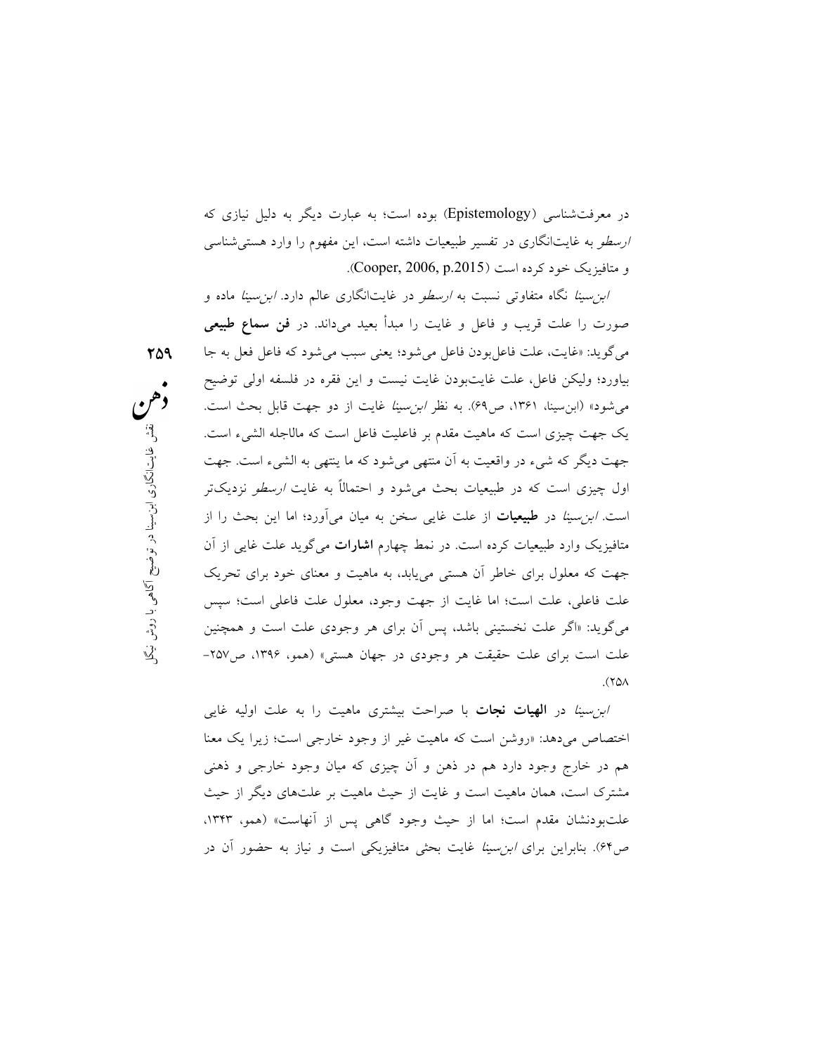در معرفت‌شناسی (Epistemology) بوده است؛ به عبارت دیگر به دلیل نیازی که *ارسطو* به غایت‌انگاری در تفسیر طبیعیات داشته است، این مفهوم را وارد هستی‌شناسی و متافیزیک خود کرده است (Cooper, 2006, p.2015).

*ابن‌سینا* نگاه متفاوتی نسبت به *ارسطو* در غایت‌انگاری عالم دارد. *ابن‌سینا* ماده و صورت را علت قریب و فاعل و غایت را مبدأ بعید می‌داند. در **فن سماع طبیعی** می‌گوید: «غایت، علت فاعل‌بودن فاعل می‌شود؛ یعنی سبب می‌شود که فاعل فعل به جا بیاورد؛ ولیکن فاعل، علت غایت‌بودن غایت نیست و این فقره در فلسفه اولی توضیح می‌شود» (ابن‌سینا، ۱۳۶۱، ص۶۹). به نظر *ابن‌سینا* غایت از دو جهت قابل بحث است. یک جهت چیزی است که ماهیت مقدم بر فاعلیت فاعل است که مالاجله الشیء است. جهت دیگر که شیء در واقعیت به آن منتهی می‌شود که ما ینتهی به الشیء است. جهت اول چیزی است که در طبیعیات بحث می‌شود و احتمالاً به غایت *ارسطو* نزدیک‌تر است. *ابن‌سینا* در **طبیعیات** از علت غایی سخن به میان می‌آورد؛ اما این بحث را از متافیزیک وارد طبیعیات کرده است. در نمط چهارم **اشارات** می‌گوید علت غایی از آن جهت که معلول برای خاطر آن هستی می‌یابد، به ماهیت و معنای خود برای تحریک علت فاعلی، علت است؛ اما غایت از جهت وجود، معلول علت فاعلی است؛ سپس می‌گوید: «اگر علت نخستینی باشد، پس آن برای هر وجودی علت است و همچنین علت است برای علت حقیقت هر وجودی در جهان هستی» (همو، ۱۳۹۶، ص۲۵۷-۲۵۸).

*ابن‌سینا* در **الهیات نجات** با صراحت بیشتری ماهیت را به علت اولیه غایی اختصاص می‌دهد: «روشن است که ماهیت غیر از وجود خارجی است؛ زیرا یک معنا هم در خارج وجود دارد هم در ذهن و آن چیزی که میان وجود خارجی و ذهنی مشترک است، همان ماهیت است و غایت از حیث ماهیت بر علت‌های دیگر از حیث علت‌بودنشان مقدم است؛ اما از حیث وجود گاهی پس از آنهاست» (همو، ۱۳۴۳، ص۶۴). بنابراین برای *ابن‌سینا* غایت بحثی متافیزیکی است و نیاز به حضور آن در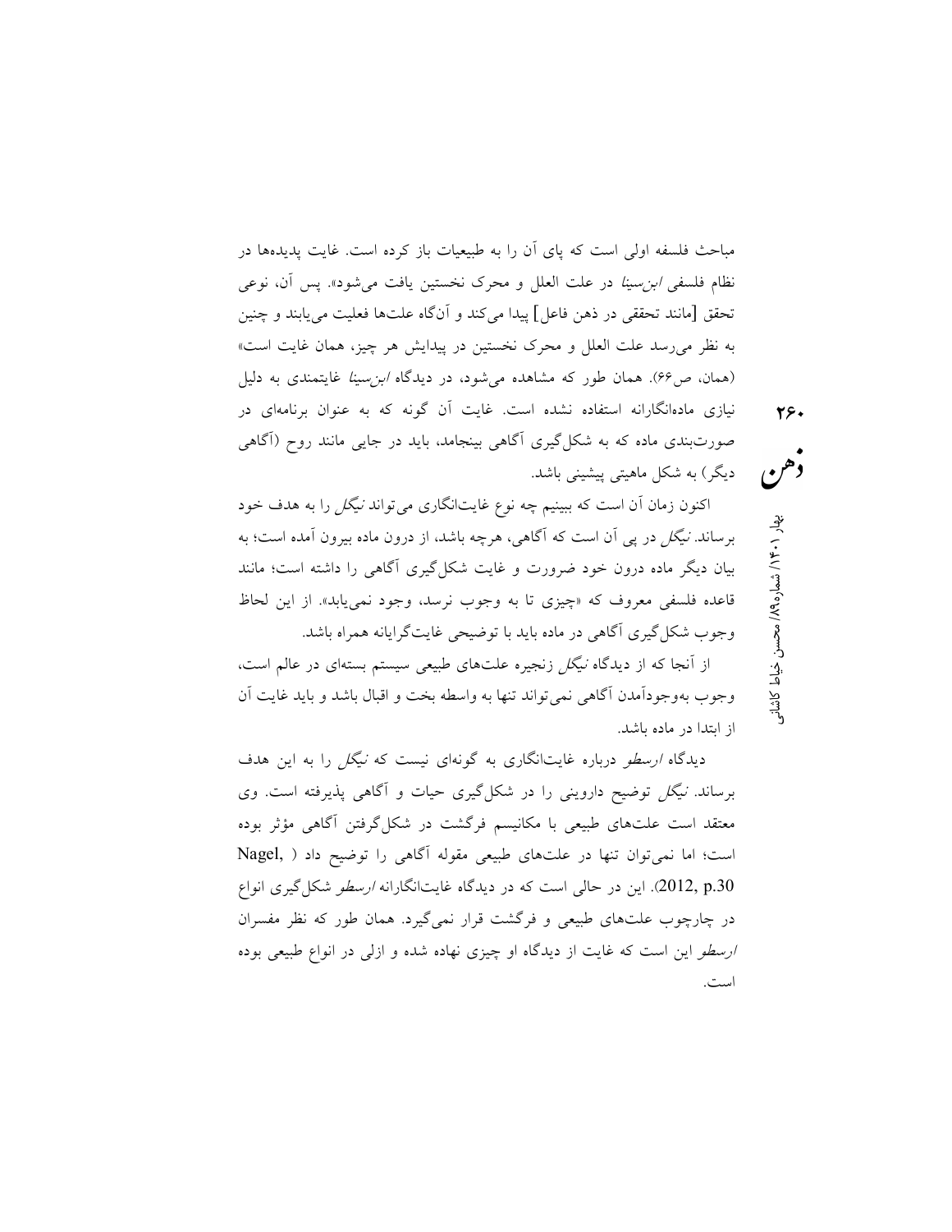مباحث فلسفه اولی است که پای آن را به طبیعیات باز کرده است. غایت پدیده‌ها در نظام فلسفی *ابن‌سینا* در علت العلل و محرک نخستین یافت می‌شود». پس آن، نوعی تحقق [مانند تحققی در ذهن فاعل] پیدا می‌کند و آن‌گاه علت‌ها فعلیت می‌یابند و چنین به نظر می‌رسد علت العلل و محرک نخستین در پیدایش هر چیز، همان غایت است» (همان، ص۶۶). همان طور که مشاهده می‌شود، در دیدگاه *ابن‌سینا* غایتمندی به دلیل نیازی ماده‌انگارانه استفاده نشده است. غایت آن گونه که به عنوان برنامه‌ای در صورت‌بندی ماده که به شکل‌گیری آگاهی بینجامد، باید در جایی مانند روح (آگاهی دیگر) به شکل ماهیتی پیشینی باشد.

اکنون زمان آن است که ببینیم چه نوع غایت‌انگاری می‌تواند *نیگل* را به هدف خود برساند. *نیگل* در پی آن است که آگاهی، هرچه باشد، از درون ماده بیرون آمده است؛ به بیان دیگر ماده درون خود ضرورت و غایت شکل‌گیری آگاهی را داشته است؛ مانند قاعده فلسفی معروف که «چیزی تا به وجوب نرسد، وجود نمی‌یابد». از این لحاظ وجوب شکل‌گیری آگاهی در ماده باید با توضیحی غایت‌گرایانه همراه باشد.

از آنجا که از دیدگاه *نیگل* زنجیره علت‌های طبیعی سیستم بسته‌ای در عالم است، وجوب به‌وجودآمدن آگاهی نمی‌تواند تنها به واسطه بخت و اقبال باشد و باید غایت آن از ابتدا در ماده باشد.

دیدگاه *ارسطو* درباره غایت‌انگاری به گونه‌ای نیست که *نیگل* را به این هدف برساند. *نیگل* توضیح داروینی را در شکل‌گیری حیات و آگاهی پذیرفته است. وی معتقد است علت‌های طبیعی با مکانیسم فرگشت در شکل‌گرفتن آگاهی مؤثر بوده است؛ اما نمی‌توان تنها در علت‌های طبیعی مقوله آگاهی را توضیح داد (Nagel, 2012, p.30). این در حالی است که در دیدگاه غایت‌انگارانه *ارسطو* شکل‌گیری انواع در چارچوب علت‌های طبیعی و فرگشت قرار نمی‌گیرد. همان طور که نظر مفسران *ارسطو* این است که غایت از دیدگاه او چیزی نهاده شده و ازلی در انواع طبیعی بوده است.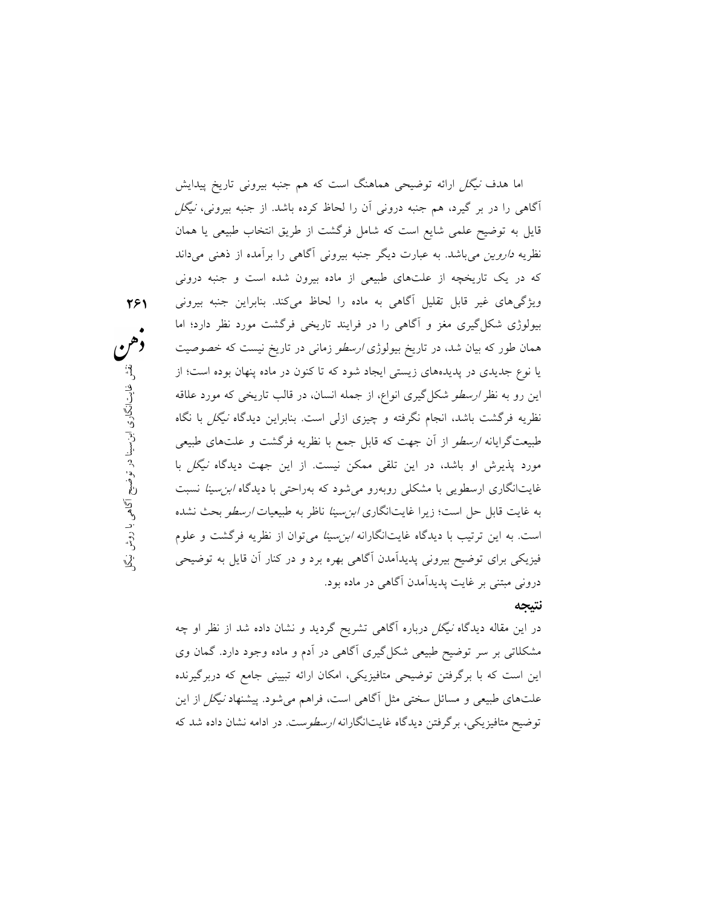اما هدف *نیگل* ارائه توضیحی هماهنگ است که هم جنبه بیرونی تاریخ پیدایش آگاهی را در بر گیرد، هم جنبه درونی آن را لحاظ کرده باشد. از جنبه بیرونی، *نیگل* قایل به توضیح علمی شایع است که شامل فرگشت از طریق انتخاب طبیعی یا همان نظریه *داروین* می‌باشد. به عبارت دیگر جنبه بیرونی آگاهی را برآمده از ذهنی می‌داند که در یک تاریخچه از علت‌های طبیعی از ماده بیرون شده است و جنبه درونی ویژگی‌های غیر قابل تقلیل آگاهی به ماده را لحاظ می‌کند. بنابراین جنبه بیرونی بیولوژی شکل‌گیری مغز و آگاهی را در فرایند تاریخی فرگشت مورد نظر دارد؛ اما همان طور که بیان شد، در تاریخ بیولوژی *ارسطو* زمانی در تاریخ نیست که خصوصیت یا نوع جدیدی در پدیده‌های زیستی ایجاد شود که تا کنون در ماده پنهان بوده است؛ از این رو به نظر *ارسطو* شکل‌گیری انواع، از جمله انسان، در قالب تاریخی که مورد علاقه نظریه فرگشت باشد، انجام نگرفته و چیزی ازلی است. بنابراین دیدگاه *نیگل* با نگاه طبیعت‌گرایانه *ارسطو* از آن جهت که قابل جمع با نظریه فرگشت و علت‌های طبیعی مورد پذیرش او باشد، در این تلقی ممکن نیست. از این جهت دیدگاه *نیگل* با غایت‌انگاری ارسطویی با مشکلی روبه‌رو می‌شود که به‌راحتی با دیدگاه *ابن‌سینا* نسبت به غایت قابل حل است؛ زیرا غایت‌انگاری *ابن‌سینا* ناظر به طبیعیات *ارسطو* بحث نشده است. به این ترتیب با دیدگاه غایت‌انگارانه *ابن‌سینا* می‌توان از نظریه فرگشت و علوم فیزیکی برای توضیح بیرونی پدیدآمدن آگاهی بهره برد و در کنار آن قایل به توضیحی درونی مبتنی بر غایت پدیدآمدن آگاهی در ماده بود.

### نتیجه

در این مقاله دیدگاه *نیگل* درباره آگاهی تشریح گردید و نشان داده شد از نظر او چه مشکلاتی بر سر توضیح طبیعی شکل‌گیری آگاهی در آدم و ماده وجود دارد. گمان وی این است که با برگرفتن توضیحی متافیزیکی، امکان ارائه تبیینی جامع که دربرگیرنده علت‌های طبیعی و مسائل سختی مثل آگاهی است، فراهم می‌شود. پیشنهاد *نیگل* از این توضیح متافیزیکی، برگرفتن دیدگاه غایت‌انگارانه *ارسطوست*. در ادامه نشان داده شد که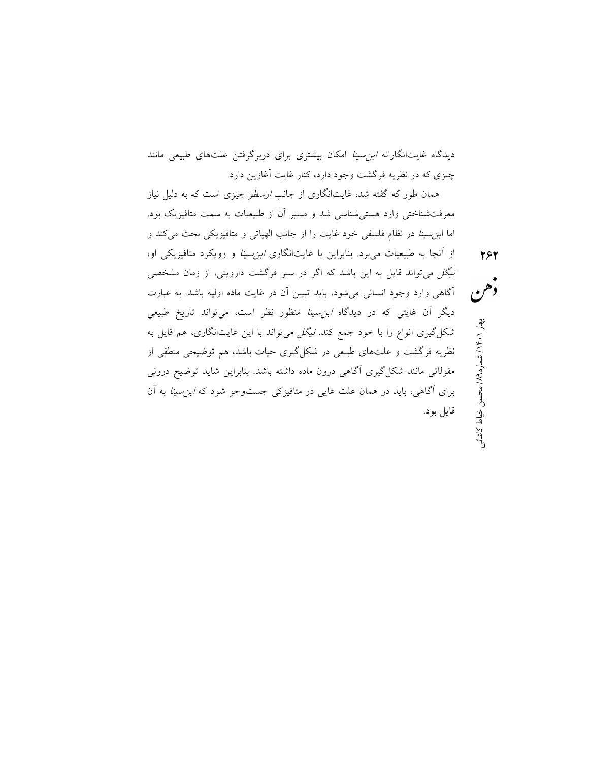دیدگاه غایت‌انگارانه *ابن‌سینا* امکان بیشتری برای دربرگرفتن علت‌های طبیعی مانند چیزی که در نظریه فرگشت وجود دارد، کنار غایت آغازین دارد.

همان طور که گفته شد، غایت‌انگاری از جانب *ارسطو* چیزی است که به دلیل نیاز معرفت‌شناختی وارد هستی‌شناسی شد و مسیر آن از طبیعیات به سمت متافیزیک بود. اما *ابن‌سینا* در نظام فلسفی خود غایت را از جانب الهیاتی و متافیزیکی بحث می‌کند و از آنجا به طبیعیات می‌برد. بنابراین با غایت‌انگاری *ابن‌سینا* و رویکرد متافیزیکی او، *نیگل* می‌تواند قایل به این باشد که اگر در سیر فرگشت داروینی، از زمان مشخصی آگاهی وارد وجود انسانی می‌شود، باید تبیین آن در غایت ماده اولیه باشد. به عبارت دیگر آن غایتی که در دیدگاه *ابن‌سینا* منظور نظر است، می‌تواند تاریخ طبیعی شکل‌گیری انواع را با خود جمع کند. *نیگل* می‌تواند با این غایت‌انگاری، هم قایل به نظریه فرگشت و علت‌های طبیعی در شکل‌گیری حیات باشد، هم توضیحی منطقی از مقولاتی مانند شکل‌گیری آگاهی درون ماده داشته باشد. بنابراین شاید توضیح درونی برای آگاهی، باید در همان علت غایی در متافیزکی جست‌وجو شود که *ابن‌سینا* به آن قایل بود.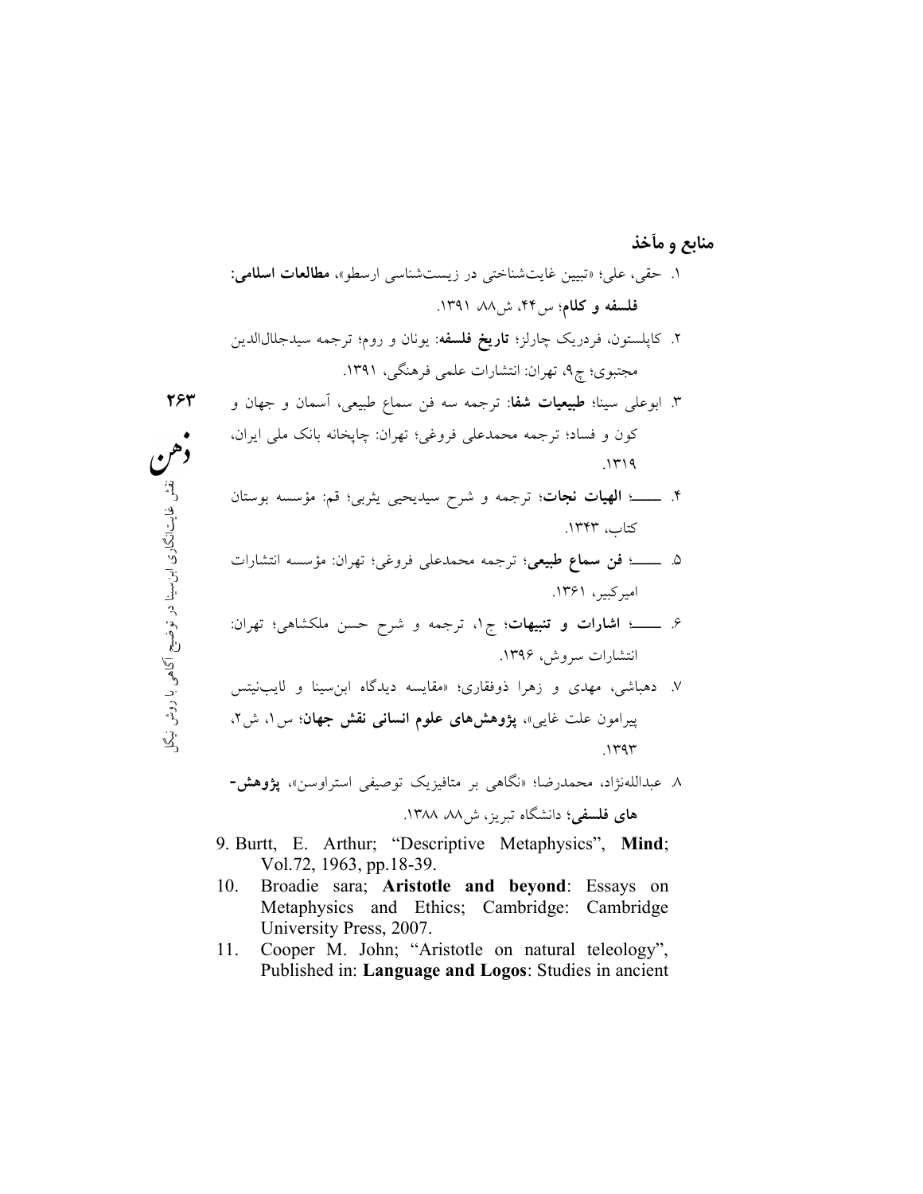## منابع و مآخذ

۱. حقی، علی؛ «تبیین غایت‌شناختی در زیست‌شناسی ارسطو»، **مطالعات اسلامی: فلسفه و کلام**؛ س۴۴، ش۸۸، ۱۳۹۱.

۲. کاپلستون، فردریک چارلز؛ **تاریخ فلسفه**: یونان و روم؛ ترجمه سیدجلال‌الدین مجتبوی؛ چ۹، تهران: انتشارات علمی فرهنگی، ۱۳۹۱.

۳. ابوعلی سینا؛ **طبیعیات شفا**: ترجمه سه فن سماع طبیعی، آسمان و جهان و کون و فساد؛ ترجمه محمدعلی فروغی؛ تهران: چاپخانه بانک ملی ایران، ۱۳۱۹.

۴. ــــــ؛ **الهیات نجات**؛ ترجمه و شرح سیدیحیی یثربی؛ قم: مؤسسه بوستان کتاب، ۱۳۴۳.

۵. ــــــ؛ **فن سماع طبیعی**؛ ترجمه محمدعلی فروغی؛ تهران: مؤسسه انتشارات امیرکبیر، ۱۳۶۱.

۶. ــــــ؛ **اشارات و تنبیهات**؛ ج۱، ترجمه و شرح حسن ملکشاهی؛ تهران: انتشارات سروش، ۱۳۹۶.

۷. دهباشی، مهدی و زهرا ذوفقاری؛ «مقایسه دیدگاه ابن‌سینا و لایب‌نیتس پیرامون علت غایی»، **پژوهش‌های علوم انسانی نقش جهان**؛ س۱، ش۲، ۱۳۹۳.

۸. عبدالله‌نژاد، محمدرضا؛ «نگاهی بر متافیزیک توصیفی استراوسن»، **پژوهش‌های فلسفی**؛ دانشگاه تبریز، ش۸۸، ۱۳۸۸.

9. Burtt, E. Arthur; "Descriptive Metaphysics", **Mind**; Vol.72, 1963, pp.18-39.

10. Broadie sara; **Aristotle and beyond**: Essays on Metaphysics and Ethics; Cambridge: Cambridge University Press, 2007.

11. Cooper M. John; "Aristotle on natural teleology", Published in: **Language and Logos**: Studies in ancient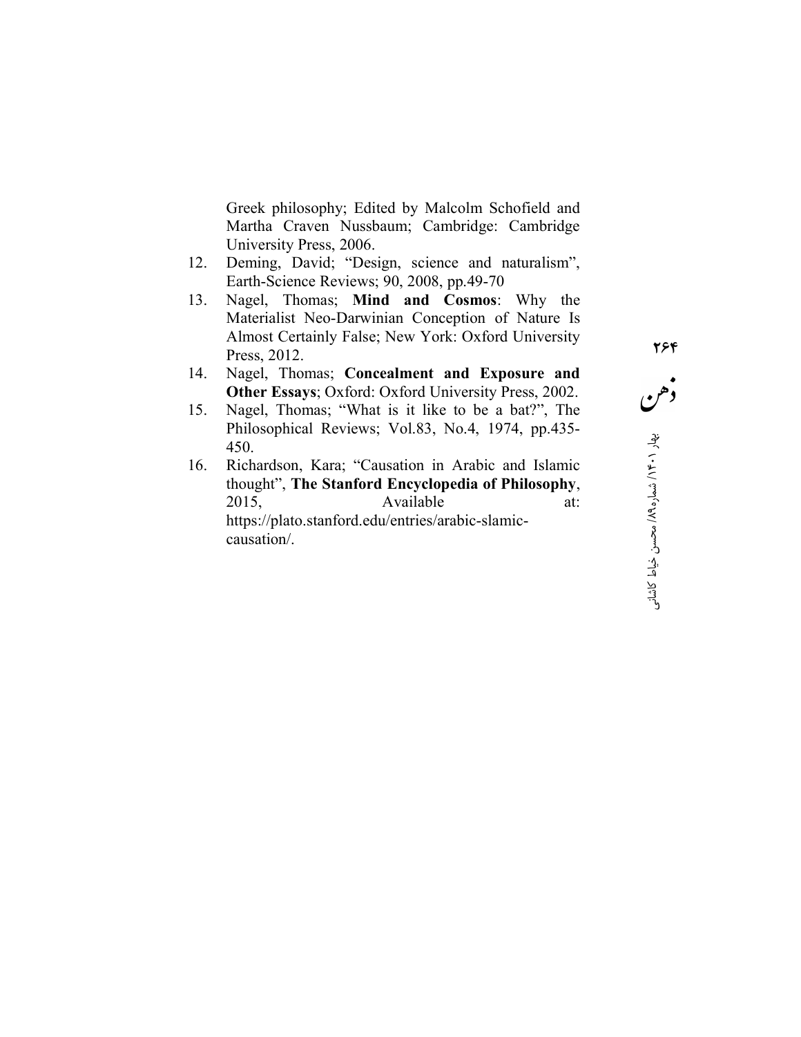Greek philosophy; Edited by Malcolm Schofield and Martha Craven Nussbaum; Cambridge: Cambridge University Press, 2006.

12. Deming, David; "Design, science and naturalism", Earth-Science Reviews; 90, 2008, pp.49-70
13. Nagel, Thomas; **Mind and Cosmos**: Why the Materialist Neo-Darwinian Conception of Nature Is Almost Certainly False; New York: Oxford University Press, 2012.
14. Nagel, Thomas; **Concealment and Exposure and Other Essays**; Oxford: Oxford University Press, 2002.
15. Nagel, Thomas; "What is it like to be a bat?", The Philosophical Reviews; Vol.83, No.4, 1974, pp.435-450.
16. Richardson, Kara; "Causation in Arabic and Islamic thought", **The Stanford Encyclopedia of Philosophy**, 2015, Available at: https://plato.stanford.edu/entries/arabic-slamic-causation/.